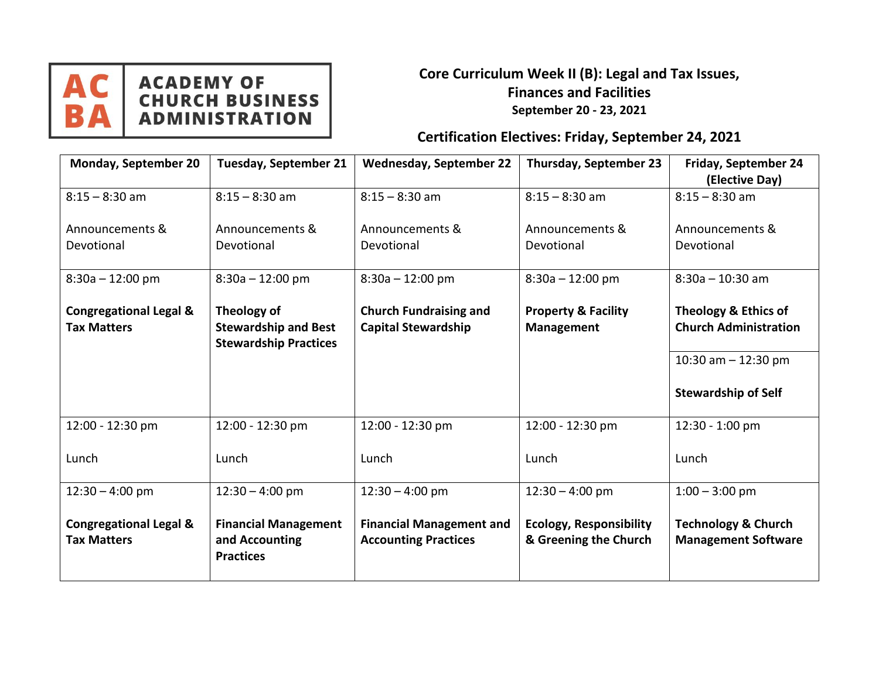**ACADEMY OF CHURCH BUSINESS ADMINISTRATION**

# Core Curriculum Week II (B): Legal and Tax Issues, Finances and Facilities

**September 20 - 23, 2021**

## Certification Electives: Friday, September 24, 2021

| Monday, September 20 | Tuesday, September 21 | Wednesday, September 22 | Thursday, September 23 | Friday, September 24 (Elective Day) |
|---|---|---|---|---|
| 8:15 – 8:30 am<br><br>Announcements & Devotional | 8:15 – 8:30 am<br><br>Announcements & Devotional | 8:15 – 8:30 am<br><br>Announcements & Devotional | 8:15 – 8:30 am<br><br>Announcements & Devotional | 8:15 – 8:30 am<br><br>Announcements & Devotional |
| 8:30a – 12:00 pm<br><br>**Congregational Legal & Tax Matters** | 8:30a – 12:00 pm<br><br>**Theology of Stewardship and Best Stewardship Practices** | 8:30a – 12:00 pm<br><br>**Church Fundraising and Capital Stewardship** | 8:30a – 12:00 pm<br><br>**Property & Facility Management** | 8:30a – 10:30 am<br><br>**Theology & Ethics of Church Administration**<br><br>10:30 am – 12:30 pm<br><br>**Stewardship of Self** |
| 12:00 - 12:30 pm<br><br>Lunch | 12:00 - 12:30 pm<br><br>Lunch | 12:00 - 12:30 pm<br><br>Lunch | 12:00 - 12:30 pm<br><br>Lunch | 12:30 - 1:00 pm<br><br>Lunch |
| 12:30 – 4:00 pm<br><br>**Congregational Legal & Tax Matters** | 12:30 – 4:00 pm<br><br>**Financial Management and Accounting Practices** | 12:30 – 4:00 pm<br><br>**Financial Management and Accounting Practices** | 12:30 – 4:00 pm<br><br>**Ecology, Responsibility & Greening the Church** | 1:00 – 3:00 pm<br><br>**Technology & Church Management Software** |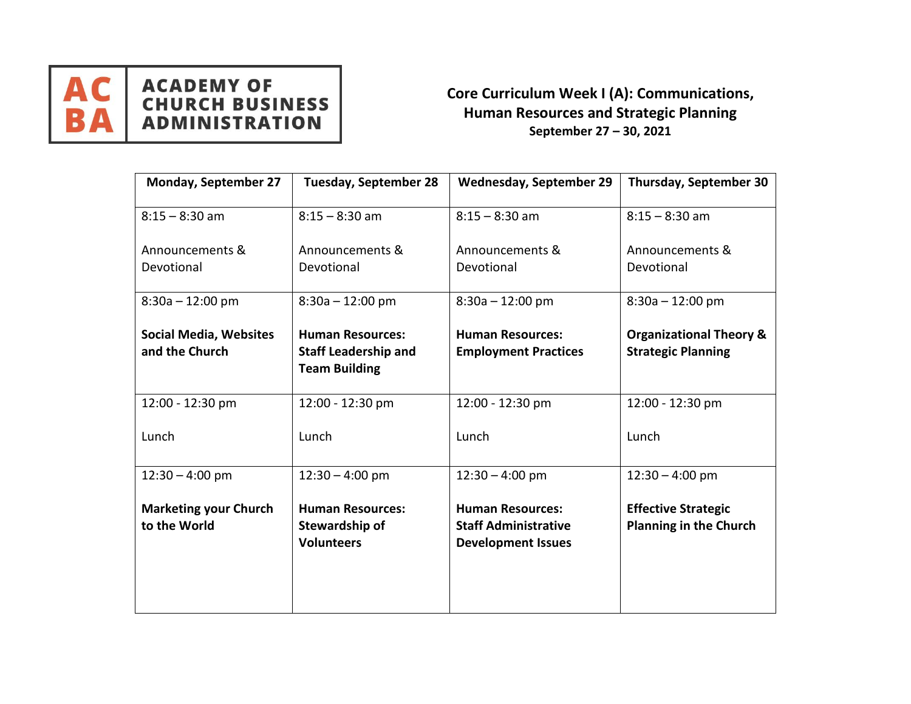**ACADEMY OF CHURCH BUSINESS ADMINISTRATION**

## Core Curriculum Week I (A): Communications, Human Resources and Strategic Planning

**September 27 – 30, 2021**

| Monday, September 27 | Tuesday, September 28 | Wednesday, September 29 | Thursday, September 30 |
|---|---|---|---|
| 8:15 – 8:30 am<br><br>Announcements & Devotional | 8:15 – 8:30 am<br><br>Announcements & Devotional | 8:15 – 8:30 am<br><br>Announcements & Devotional | 8:15 – 8:30 am<br><br>Announcements & Devotional |
| 8:30a – 12:00 pm<br><br>**Social Media, Websites and the Church** | 8:30a – 12:00 pm<br><br>**Human Resources: Staff Leadership and Team Building** | 8:30a – 12:00 pm<br><br>**Human Resources: Employment Practices** | 8:30a – 12:00 pm<br><br>**Organizational Theory & Strategic Planning** |
| 12:00 - 12:30 pm<br><br>Lunch | 12:00 - 12:30 pm<br><br>Lunch | 12:00 - 12:30 pm<br><br>Lunch | 12:00 - 12:30 pm<br><br>Lunch |
| 12:30 – 4:00 pm<br><br>**Marketing your Church to the World** | 12:30 – 4:00 pm<br><br>**Human Resources: Stewardship of Volunteers** | 12:30 – 4:00 pm<br><br>**Human Resources: Staff Administrative Development Issues** | 12:30 – 4:00 pm<br><br>**Effective Strategic Planning in the Church** |